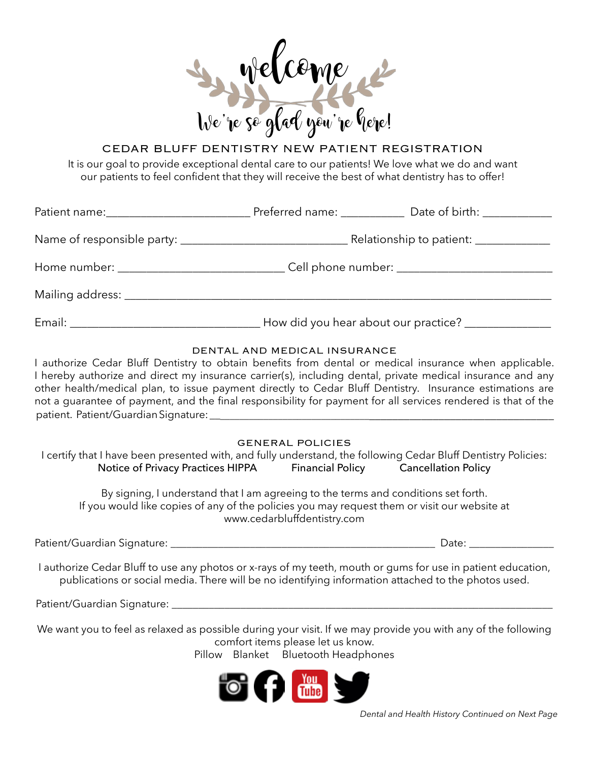welcome

We're so glad you're here!

# CEDAR BLUFF DENTISTRY NEW PATIENT REGISTRATION

It is our goal to provide exceptional dental care to our patients! We love what we do and want our patients to feel confident that they will receive the best of what dentistry has to offer!

Patient name:________________________ Preferred name: ___________ Date of birth: ____________

Name of responsible party: ____________________________ Relationship to patient: ____________

Home number: ____________________________ Cell phone number: __________________________

Mailing address: ______________________________________________________________________

Email: ________________________________ How did you hear about our practice? ______________

## DENTAL AND MEDICAL INSURANCE

I authorize Cedar Bluff Dentistry to obtain benefits from dental or medical insurance when applicable. I hereby authorize and direct my insurance carrier(s), including dental, private medical insurance and any other health/medical plan, to issue payment directly to Cedar Bluff Dentistry. Insurance estimations are not a guarantee of payment, and the final responsibility for payment for all services rendered is that of the patient. Patient/Guardian Signature: ______________________________________________________________

## GENERAL POLICIES

I certify that I have been presented with, and fully understand, the following Cedar Bluff Dentistry Policies:

Notice of Privacy Practices HIPPA    Financial Policy    Cancellation Policy

By signing, I understand that I am agreeing to the terms and conditions set forth.
If you would like copies of any of the policies you may request them or visit our website at www.cedarbluffdentistry.com

Patient/Guardian Signature: ____________________________________________ Date: _______________

I authorize Cedar Bluff to use any photos or x-rays of my teeth, mouth or gums for use in patient education, publications or social media. There will be no identifying information attached to the photos used.

Patient/Guardian Signature: _____________________________________________________________________

We want you to feel as relaxed as possible during your visit. If we may provide you with any of the following comfort items please let us know.

Pillow    Blanket    Bluetooth Headphones

*Dental and Health History Continued on Next Page*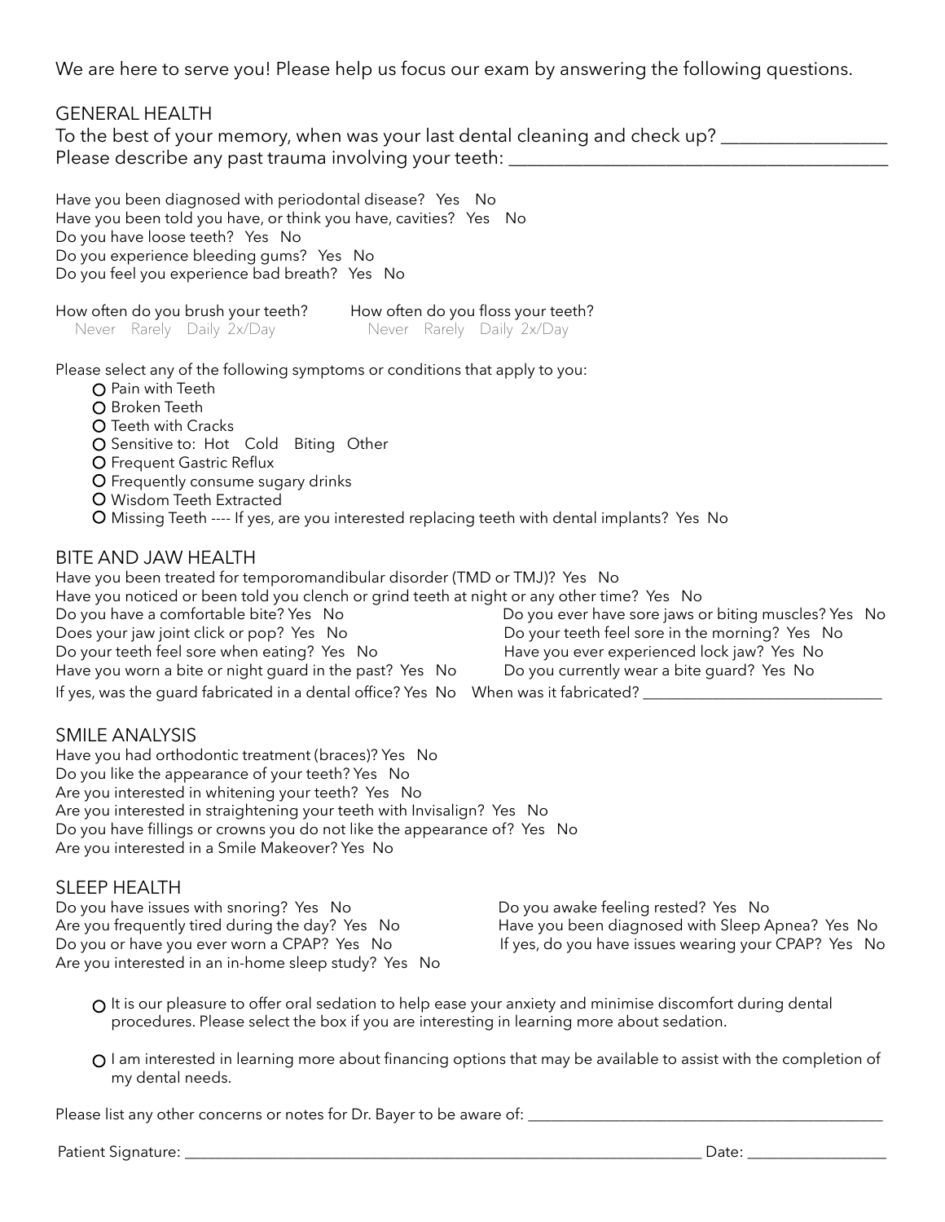We are here to serve you! Please help us focus our exam by answering the following questions.

## GENERAL HEALTH

To the best of your memory, when was your last dental cleaning and check up? ___________________

Please describe any past trauma involving your teeth: ___________________________________________

Have you been diagnosed with periodontal disease? Yes No

Have you been told you have, or think you have, cavities? Yes No

Do you have loose teeth? Yes No

Do you experience bleeding gums? Yes No

Do you feel you experience bad breath? Yes No

How often do you brush your teeth?
Never Rarely Daily 2x/Day

How often do you floss your teeth?
Never Rarely Daily 2x/Day

Please select any of the following symptoms or conditions that apply to you:

- O Pain with Teeth
- O Broken Teeth
- O Teeth with Cracks
- O Sensitive to: Hot Cold Biting Other
- O Frequent Gastric Reflux
- O Frequently consume sugary drinks
- O Wisdom Teeth Extracted
- O Missing Teeth ---- If yes, are you interested replacing teeth with dental implants? Yes No

## BITE AND JAW HEALTH

Have you been treated for temporomandibular disorder (TMD or TMJ)? Yes No

Have you noticed or been told you clench or grind teeth at night or any other time? Yes No

Do you have a comfortable bite? Yes No

Do you ever have sore jaws or biting muscles? Yes No

Does your jaw joint click or pop? Yes No

Do your teeth feel sore in the morning? Yes No

Do your teeth feel sore when eating? Yes No

Have you ever experienced lock jaw? Yes No

Have you worn a bite or night guard in the past? Yes No

Do you currently wear a bite guard? Yes No

If yes, was the guard fabricated in a dental office? Yes No When was it fabricated? ______________________________

## SMILE ANALYSIS

Have you had orthodontic treatment (braces)? Yes No

Do you like the appearance of your teeth? Yes No

Are you interested in whitening your teeth? Yes No

Are you interested in straightening your teeth with Invisalign? Yes No

Do you have fillings or crowns you do not like the appearance of? Yes No

Are you interested in a Smile Makeover? Yes No

## SLEEP HEALTH

Do you have issues with snoring? Yes No

Do you awake feeling rested? Yes No

Are you frequently tired during the day? Yes No

Have you been diagnosed with Sleep Apnea? Yes No

Do you or have you ever worn a CPAP? Yes No

If yes, do you have issues wearing your CPAP? Yes No

Are you interested in an in-home sleep study? Yes No

O It is our pleasure to offer oral sedation to help ease your anxiety and minimise discomfort during dental procedures. Please select the box if you are interesting in learning more about sedation.

O I am interested in learning more about financing options that may be available to assist with the completion of my dental needs.

Please list any other concerns or notes for Dr. Bayer to be aware of: _____________________________________________

Patient Signature: ___________________________________________________________________ Date: _________________